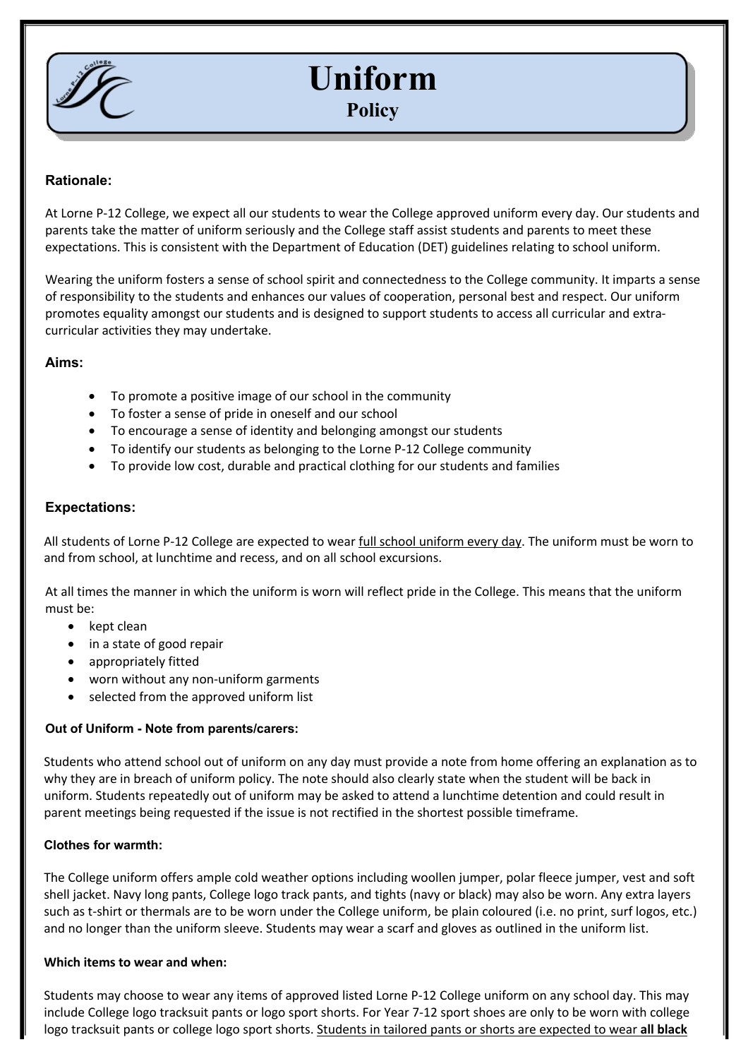# Uniform

## Policy

### Rationale:

At Lorne P-12 College, we expect all our students to wear the College approved uniform every day. Our students and parents take the matter of uniform seriously and the College staff assist students and parents to meet these expectations. This is consistent with the Department of Education (DET) guidelines relating to school uniform.

Wearing the uniform fosters a sense of school spirit and connectedness to the College community. It imparts a sense of responsibility to the students and enhances our values of cooperation, personal best and respect. Our uniform promotes equality amongst our students and is designed to support students to access all curricular and extra-curricular activities they may undertake.

### Aims:

- To promote a positive image of our school in the community
- To foster a sense of pride in oneself and our school
- To encourage a sense of identity and belonging amongst our students
- To identify our students as belonging to the Lorne P-12 College community
- To provide low cost, durable and practical clothing for our students and families

### Expectations:

All students of Lorne P-12 College are expected to wear full school uniform every day. The uniform must be worn to and from school, at lunchtime and recess, and on all school excursions.

At all times the manner in which the uniform is worn will reflect pride in the College. This means that the uniform must be:

- kept clean
- in a state of good repair
- appropriately fitted
- worn without any non-uniform garments
- selected from the approved uniform list

#### Out of Uniform - Note from parents/carers:

Students who attend school out of uniform on any day must provide a note from home offering an explanation as to why they are in breach of uniform policy. The note should also clearly state when the student will be back in uniform. Students repeatedly out of uniform may be asked to attend a lunchtime detention and could result in parent meetings being requested if the issue is not rectified in the shortest possible timeframe.

#### Clothes for warmth:

The College uniform offers ample cold weather options including woollen jumper, polar fleece jumper, vest and soft shell jacket. Navy long pants, College logo track pants, and tights (navy or black) may also be worn. Any extra layers such as t-shirt or thermals are to be worn under the College uniform, be plain coloured (i.e. no print, surf logos, etc.) and no longer than the uniform sleeve. Students may wear a scarf and gloves as outlined in the uniform list.

#### Which items to wear and when:

Students may choose to wear any items of approved listed Lorne P-12 College uniform on any school day. This may include College logo tracksuit pants or logo sport shorts. For Year 7-12 sport shoes are only to be worn with college logo tracksuit pants or college logo sport shorts. Students in tailored pants or shorts are expected to wear **all black**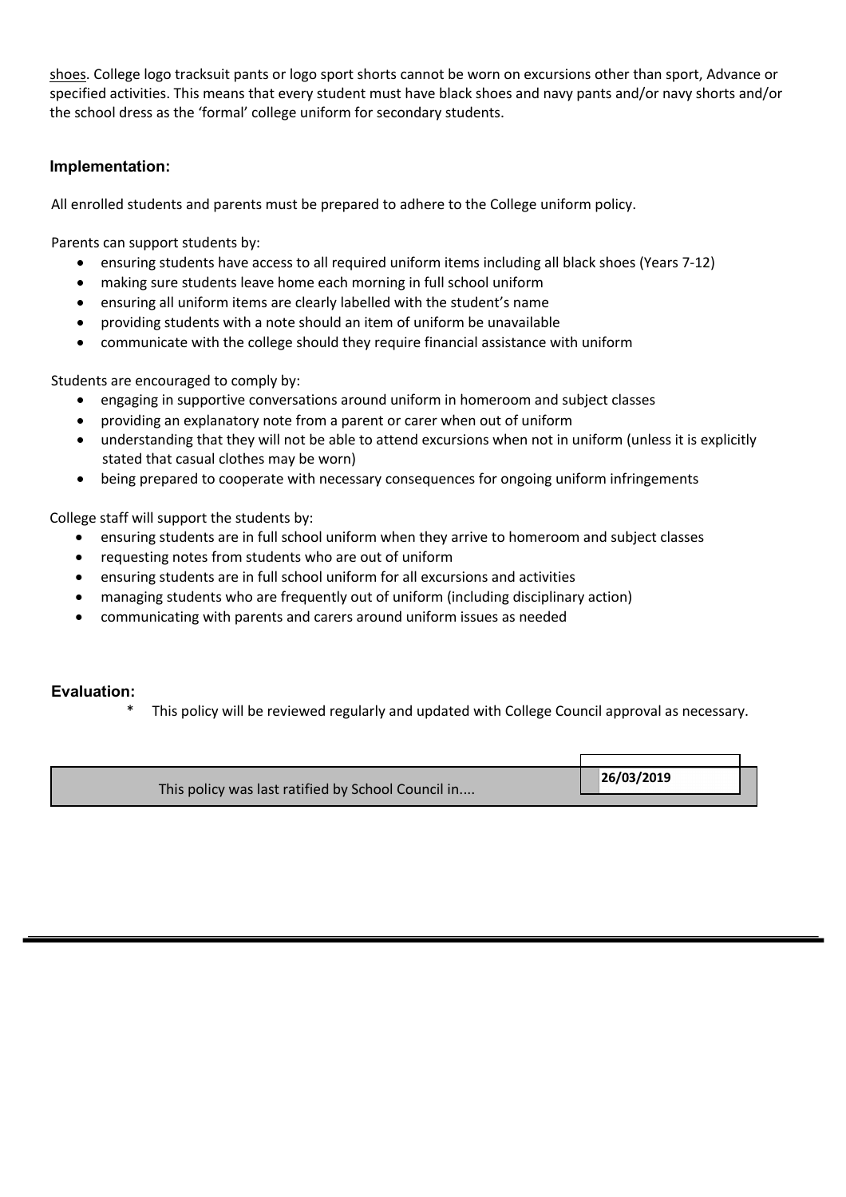shoes. College logo tracksuit pants or logo sport shorts cannot be worn on excursions other than sport, Advance or specified activities. This means that every student must have black shoes and navy pants and/or navy shorts and/or the school dress as the 'formal' college uniform for secondary students.

### Implementation:

All enrolled students and parents must be prepared to adhere to the College uniform policy.

Parents can support students by:

- ensuring students have access to all required uniform items including all black shoes (Years 7-12)
- making sure students leave home each morning in full school uniform
- ensuring all uniform items are clearly labelled with the student's name
- providing students with a note should an item of uniform be unavailable
- communicate with the college should they require financial assistance with uniform

Students are encouraged to comply by:

- engaging in supportive conversations around uniform in homeroom and subject classes
- providing an explanatory note from a parent or carer when out of uniform
- understanding that they will not be able to attend excursions when not in uniform (unless it is explicitly stated that casual clothes may be worn)
- being prepared to cooperate with necessary consequences for ongoing uniform infringements

College staff will support the students by:

- ensuring students are in full school uniform when they arrive to homeroom and subject classes
- requesting notes from students who are out of uniform
- ensuring students are in full school uniform for all excursions and activities
- managing students who are frequently out of uniform (including disciplinary action)
- communicating with parents and carers around uniform issues as needed

### Evaluation:

\* This policy will be reviewed regularly and updated with College Council approval as necessary.

| | |
|---|---|
| This policy was last ratified by School Council in.... | **26/03/2019** |